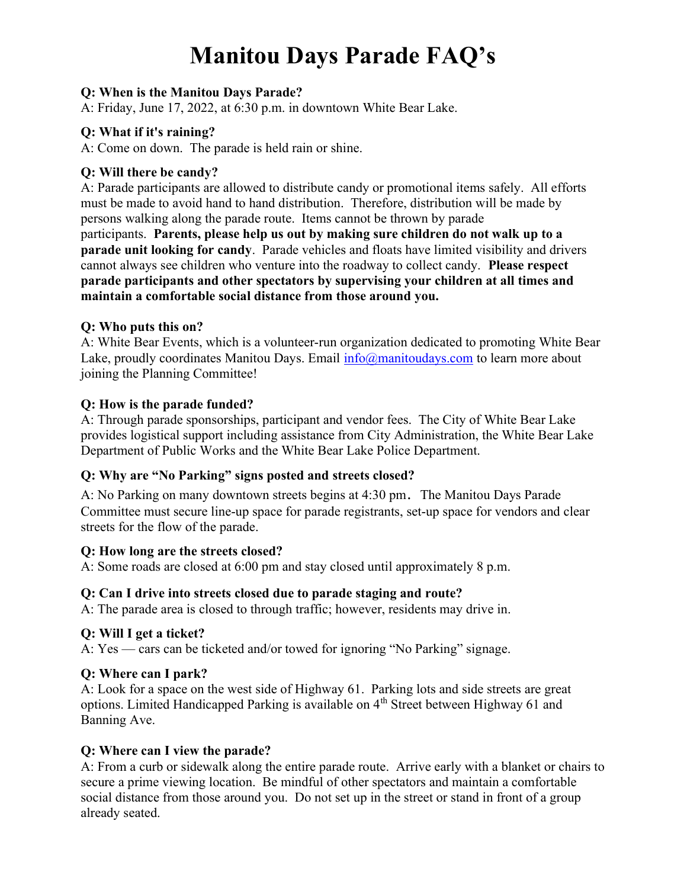# Manitou Days Parade FAQ's

**Q: When is the Manitou Days Parade?**
A: Friday, June 17, 2022, at 6:30 p.m. in downtown White Bear Lake.

**Q: What if it's raining?**
A: Come on down. The parade is held rain or shine.

**Q: Will there be candy?**
A: Parade participants are allowed to distribute candy or promotional items safely. All efforts must be made to avoid hand to hand distribution. Therefore, distribution will be made by persons walking along the parade route. Items cannot be thrown by parade participants. **Parents, please help us out by making sure children do not walk up to a parade unit looking for candy**. Parade vehicles and floats have limited visibility and drivers cannot always see children who venture into the roadway to collect candy. **Please respect parade participants and other spectators by supervising your children at all times and maintain a comfortable social distance from those around you.**

**Q: Who puts this on?**
A: White Bear Events, which is a volunteer-run organization dedicated to promoting White Bear Lake, proudly coordinates Manitou Days. Email [info@manitoudays.com](mailto:info@manitoudays.com) to learn more about joining the Planning Committee!

**Q: How is the parade funded?**
A: Through parade sponsorships, participant and vendor fees. The City of White Bear Lake provides logistical support including assistance from City Administration, the White Bear Lake Department of Public Works and the White Bear Lake Police Department.

**Q: Why are "No Parking" signs posted and streets closed?**
A: No Parking on many downtown streets begins at 4:30 pm. The Manitou Days Parade Committee must secure line-up space for parade registrants, set-up space for vendors and clear streets for the flow of the parade.

**Q: How long are the streets closed?**
A: Some roads are closed at 6:00 pm and stay closed until approximately 8 p.m.

**Q: Can I drive into streets closed due to parade staging and route?**
A: The parade area is closed to through traffic; however, residents may drive in.

**Q: Will I get a ticket?**
A: Yes — cars can be ticketed and/or towed for ignoring "No Parking" signage.

**Q: Where can I park?**
A: Look for a space on the west side of Highway 61. Parking lots and side streets are great options. Limited Handicapped Parking is available on 4th Street between Highway 61 and Banning Ave.

**Q: Where can I view the parade?**
A: From a curb or sidewalk along the entire parade route. Arrive early with a blanket or chairs to secure a prime viewing location. Be mindful of other spectators and maintain a comfortable social distance from those around you. Do not set up in the street or stand in front of a group already seated.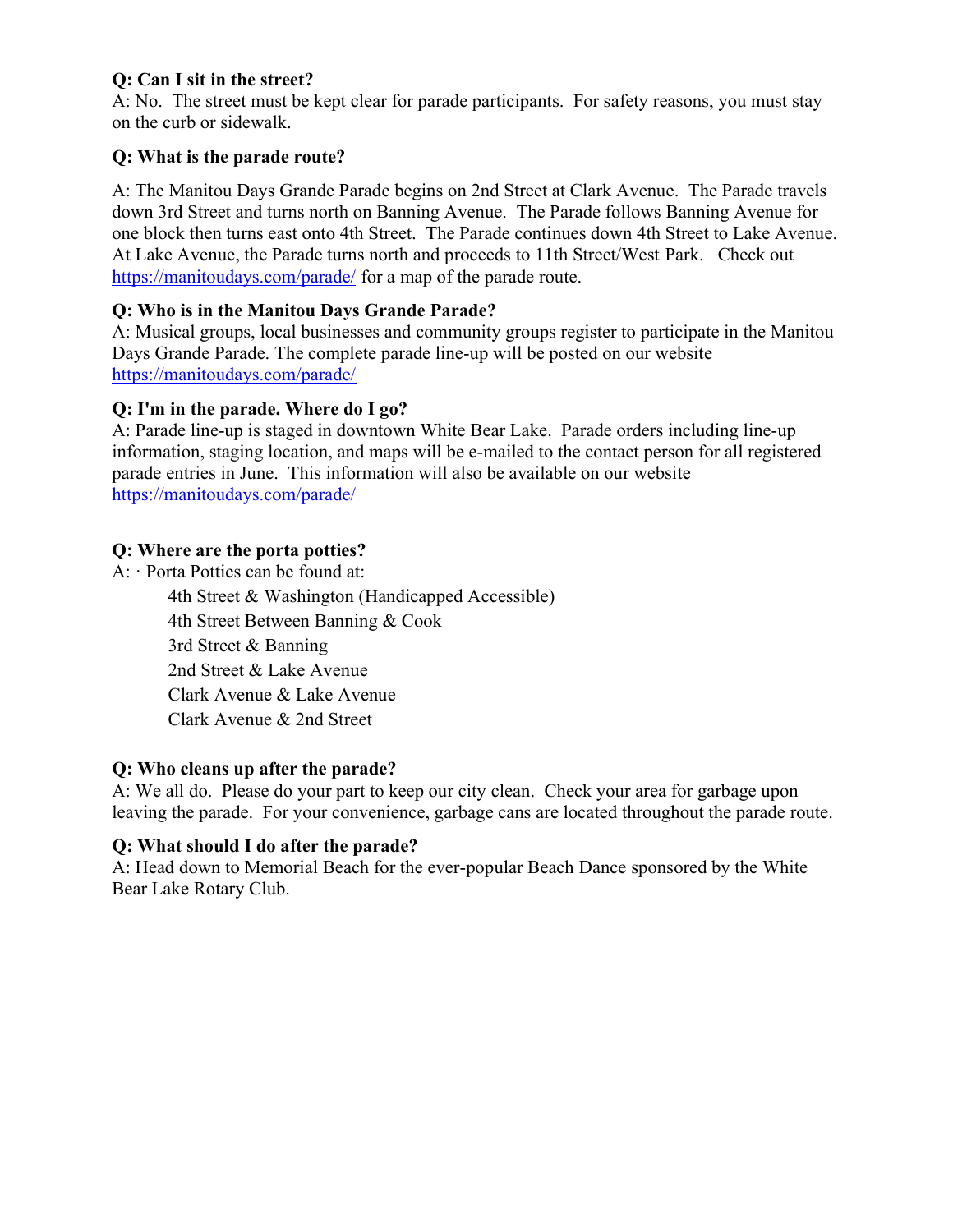**Q: Can I sit in the street?**
A: No. The street must be kept clear for parade participants. For safety reasons, you must stay on the curb or sidewalk.

**Q: What is the parade route?**

A: The Manitou Days Grande Parade begins on 2nd Street at Clark Avenue. The Parade travels down 3rd Street and turns north on Banning Avenue. The Parade follows Banning Avenue for one block then turns east onto 4th Street. The Parade continues down 4th Street to Lake Avenue. At Lake Avenue, the Parade turns north and proceeds to 11th Street/West Park. Check out https://manitoudays.com/parade/ for a map of the parade route.

**Q: Who is in the Manitou Days Grande Parade?**
A: Musical groups, local businesses and community groups register to participate in the Manitou Days Grande Parade. The complete parade line-up will be posted on our website https://manitoudays.com/parade/

**Q: I'm in the parade. Where do I go?**
A: Parade line-up is staged in downtown White Bear Lake. Parade orders including line-up information, staging location, and maps will be e-mailed to the contact person for all registered parade entries in June. This information will also be available on our website https://manitoudays.com/parade/

**Q: Where are the porta potties?**
A: · Porta Potties can be found at:

- 4th Street & Washington (Handicapped Accessible)
- 4th Street Between Banning & Cook
- 3rd Street & Banning
- 2nd Street & Lake Avenue
- Clark Avenue & Lake Avenue
- Clark Avenue & 2nd Street

**Q: Who cleans up after the parade?**
A: We all do. Please do your part to keep our city clean. Check your area for garbage upon leaving the parade. For your convenience, garbage cans are located throughout the parade route.

**Q: What should I do after the parade?**
A: Head down to Memorial Beach for the ever-popular Beach Dance sponsored by the White Bear Lake Rotary Club.